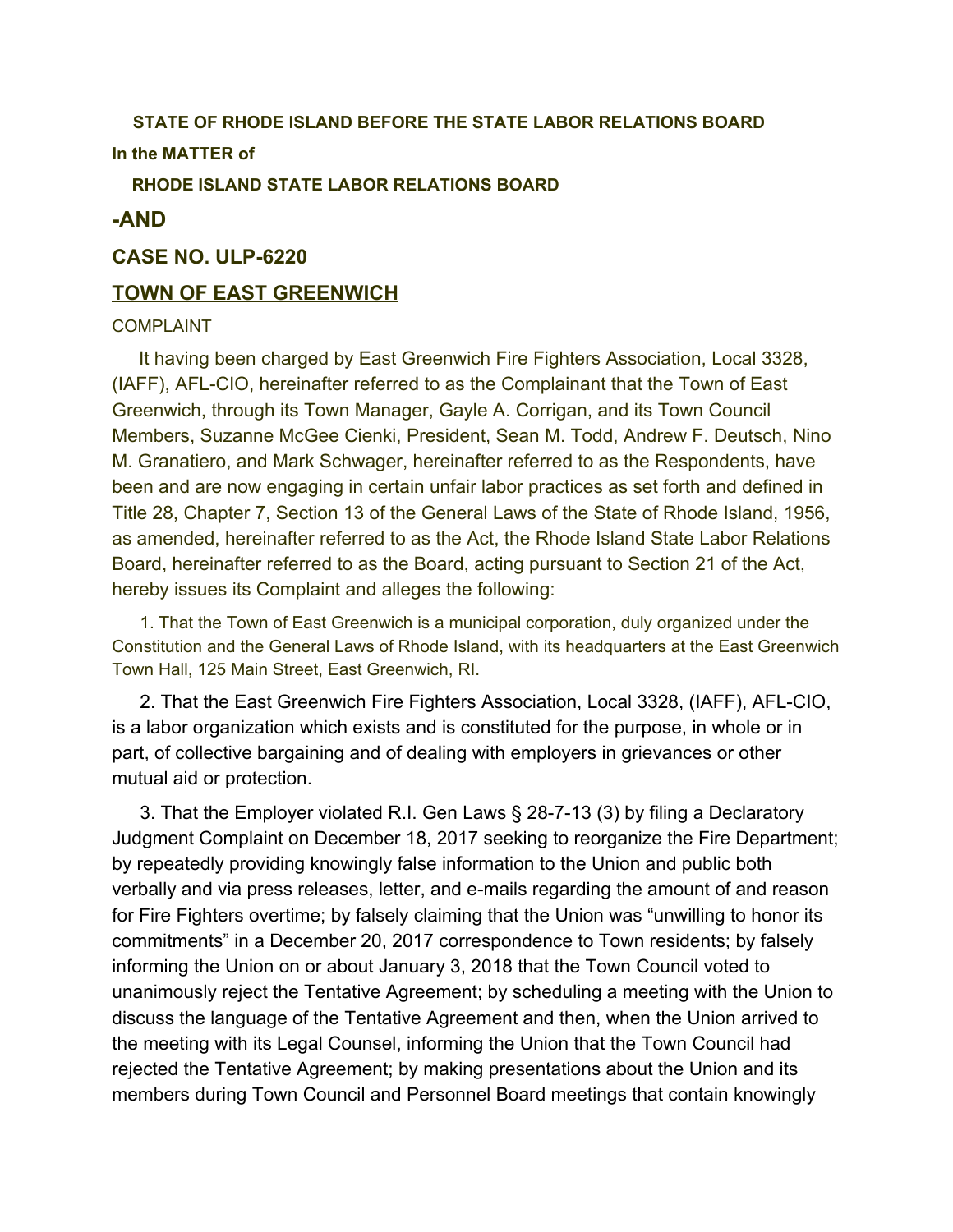**STATE OF RHODE ISLAND BEFORE THE STATE LABOR RELATIONS BOARD**

**In the MATTER of**

**RHODE ISLAND STATE LABOR RELATIONS BOARD**

## -AND

## CASE NO. ULP-6220

## TOWN OF EAST GREENWICH

COMPLAINT

It having been charged by East Greenwich Fire Fighters Association, Local 3328, (IAFF), AFL-CIO, hereinafter referred to as the Complainant that the Town of East Greenwich, through its Town Manager, Gayle A. Corrigan, and its Town Council Members, Suzanne McGee Cienki, President, Sean M. Todd, Andrew F. Deutsch, Nino M. Granatiero, and Mark Schwager, hereinafter referred to as the Respondents, have been and are now engaging in certain unfair labor practices as set forth and defined in Title 28, Chapter 7, Section 13 of the General Laws of the State of Rhode Island, 1956, as amended, hereinafter referred to as the Act, the Rhode Island State Labor Relations Board, hereinafter referred to as the Board, acting pursuant to Section 21 of the Act, hereby issues its Complaint and alleges the following:

1. That the Town of East Greenwich is a municipal corporation, duly organized under the Constitution and the General Laws of Rhode Island, with its headquarters at the East Greenwich Town Hall, 125 Main Street, East Greenwich, RI.

2. That the East Greenwich Fire Fighters Association, Local 3328, (IAFF), AFL-CIO, is a labor organization which exists and is constituted for the purpose, in whole or in part, of collective bargaining and of dealing with employers in grievances or other mutual aid or protection.

3. That the Employer violated R.I. Gen Laws § 28-7-13 (3) by filing a Declaratory Judgment Complaint on December 18, 2017 seeking to reorganize the Fire Department; by repeatedly providing knowingly false information to the Union and public both verbally and via press releases, letter, and e-mails regarding the amount of and reason for Fire Fighters overtime; by falsely claiming that the Union was "unwilling to honor its commitments" in a December 20, 2017 correspondence to Town residents; by falsely informing the Union on or about January 3, 2018 that the Town Council voted to unanimously reject the Tentative Agreement; by scheduling a meeting with the Union to discuss the language of the Tentative Agreement and then, when the Union arrived to the meeting with its Legal Counsel, informing the Union that the Town Council had rejected the Tentative Agreement; by making presentations about the Union and its members during Town Council and Personnel Board meetings that contain knowingly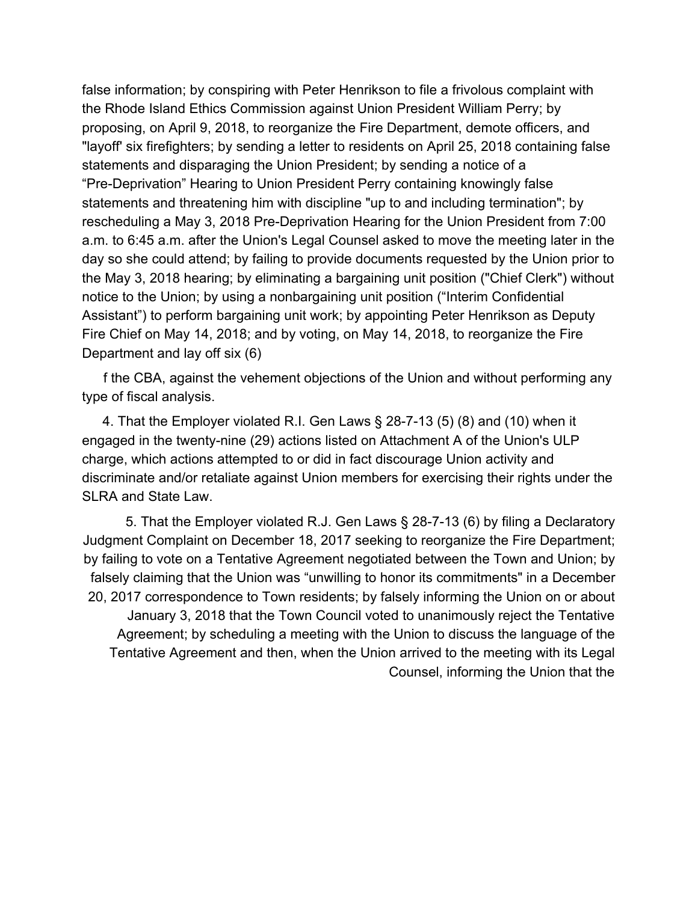false information; by conspiring with Peter Henrikson to file a frivolous complaint with the Rhode Island Ethics Commission against Union President William Perry; by proposing, on April 9, 2018, to reorganize the Fire Department, demote officers, and "layoff' six firefighters; by sending a letter to residents on April 25, 2018 containing false statements and disparaging the Union President; by sending a notice of a "Pre-Deprivation" Hearing to Union President Perry containing knowingly false statements and threatening him with discipline "up to and including termination"; by rescheduling a May 3, 2018 Pre-Deprivation Hearing for the Union President from 7:00 a.m. to 6:45 a.m. after the Union's Legal Counsel asked to move the meeting later in the day so she could attend; by failing to provide documents requested by the Union prior to the May 3, 2018 hearing; by eliminating a bargaining unit position ("Chief Clerk") without notice to the Union; by using a nonbargaining unit position ("Interim Confidential Assistant") to perform bargaining unit work; by appointing Peter Henrikson as Deputy Fire Chief on May 14, 2018; and by voting, on May 14, 2018, to reorganize the Fire Department and lay off six (6)

f the CBA, against the vehement objections of the Union and without performing any type of fiscal analysis.

4. That the Employer violated R.I. Gen Laws § 28-7-13 (5) (8) and (10) when it engaged in the twenty-nine (29) actions listed on Attachment A of the Union's ULP charge, which actions attempted to or did in fact discourage Union activity and discriminate and/or retaliate against Union members for exercising their rights under the SLRA and State Law.

5. That the Employer violated R.J. Gen Laws § 28-7-13 (6) by filing a Declaratory Judgment Complaint on December 18, 2017 seeking to reorganize the Fire Department; by failing to vote on a Tentative Agreement negotiated between the Town and Union; by falsely claiming that the Union was "unwilling to honor its commitments" in a December 20, 2017 correspondence to Town residents; by falsely informing the Union on or about January 3, 2018 that the Town Council voted to unanimously reject the Tentative Agreement; by scheduling a meeting with the Union to discuss the language of the Tentative Agreement and then, when the Union arrived to the meeting with its Legal Counsel, informing the Union that the